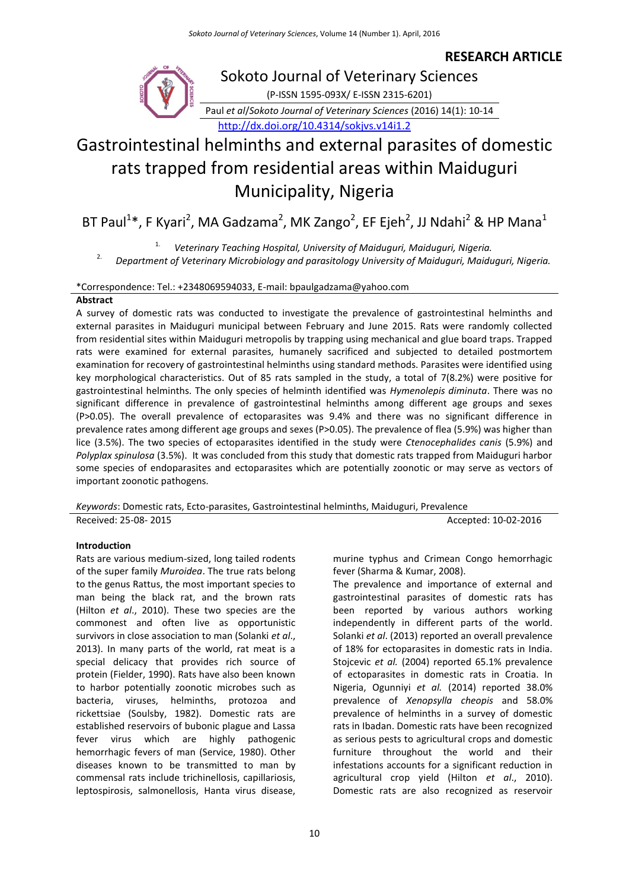**RESEARCH ARTICLE**

Sokoto Journal of Veterinary Sciences

(P-ISSN 1595-093X/ E-ISSN 2315-6201)

Paul *et al*/*Sokoto Journal of Veterinary Sciences* (2016) 14(1): 10-14

http://dx.doi.org/10.4314/sokjvs.v14i1.2

# Gastrointestinal helminths and external parasites of domestic rats trapped from residential areas within Maiduguri Municipality, Nigeria

BT Paul[1]*, F Kyari[2], MA Gadzama[2], MK Zango[2], EF Ejeh[2], JJ Ndahi[2] & HP Mana[1]

1. *Veterinary Teaching Hospital, University of Maiduguri, Maiduguri, Nigeria.*
2. *Department of Veterinary Microbiology and parasitology University of Maiduguri, Maiduguri, Nigeria.*

*Correspondence: Tel.: +2348069594033, E-mail: bpaulgadzama@yahoo.com

## Abstract

A survey of domestic rats was conducted to investigate the prevalence of gastrointestinal helminths and external parasites in Maiduguri municipal between February and June 2015. Rats were randomly collected from residential sites within Maiduguri metropolis by trapping using mechanical and glue board traps. Trapped rats were examined for external parasites, humanely sacrificed and subjected to detailed postmortem examination for recovery of gastrointestinal helminths using standard methods. Parasites were identified using key morphological characteristics. Out of 85 rats sampled in the study, a total of 7(8.2%) were positive for gastrointestinal helminths. The only species of helminth identified was *Hymenolepis diminuta*. There was no significant difference in prevalence of gastrointestinal helminths among different age groups and sexes (P>0.05). The overall prevalence of ectoparasites was 9.4% and there was no significant difference in prevalence rates among different age groups and sexes (P>0.05). The prevalence of flea (5.9%) was higher than lice (3.5%). The two species of ectoparasites identified in the study were *Ctenocephalides canis* (5.9%) and *Polyplax spinulosa* (3.5%). It was concluded from this study that domestic rats trapped from Maiduguri harbor some species of endoparasites and ectoparasites which are potentially zoonotic or may serve as vectors of important zoonotic pathogens.

*Keywords*: Domestic rats, Ecto-parasites, Gastrointestinal helminths, Maiduguri, Prevalence

Received: 25-08- 2015 Accepted: 10-02-2016

## Introduction

Rats are various medium-sized, long tailed rodents of the super family *Muroidea*. The true rats belong to the genus Rattus, the most important species to man being the black rat, and the brown rats (Hilton *et al*., 2010). These two species are the commonest and often live as opportunistic survivors in close association to man (Solanki *et al*., 2013). In many parts of the world, rat meat is a special delicacy that provides rich source of protein (Fielder, 1990). Rats have also been known to harbor potentially zoonotic microbes such as bacteria, viruses, helminths, protozoa and rickettsiae (Soulsby, 1982). Domestic rats are established reservoirs of bubonic plague and Lassa fever virus which are highly pathogenic hemorrhagic fevers of man (Service, 1980). Other diseases known to be transmitted to man by commensal rats include trichinellosis, capillariosis, leptospirosis, salmonellosis, Hanta virus disease, murine typhus and Crimean Congo hemorrhagic fever (Sharma & Kumar, 2008).

The prevalence and importance of external and gastrointestinal parasites of domestic rats has been reported by various authors working independently in different parts of the world. Solanki *et al*. (2013) reported an overall prevalence of 18% for ectoparasites in domestic rats in India. Stojcevic *et al.* (2004) reported 65.1% prevalence of ectoparasites in domestic rats in Croatia. In Nigeria, Ogunniyi *et al.* (2014) reported 38.0% prevalence of *Xenopsylla cheopis* and 58.0% prevalence of helminths in a survey of domestic rats in Ibadan. Domestic rats have been recognized as serious pests to agricultural crops and domestic furniture throughout the world and their infestations accounts for a significant reduction in agricultural crop yield (Hilton *et al*., 2010). Domestic rats are also recognized as reservoir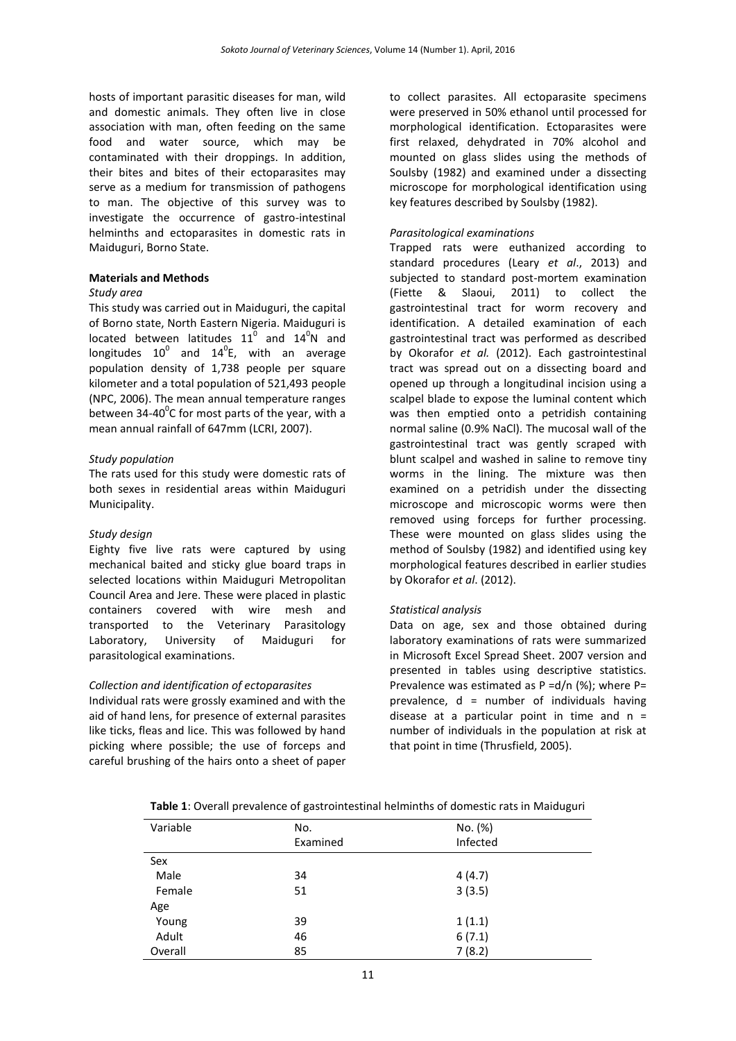hosts of important parasitic diseases for man, wild and domestic animals. They often live in close association with man, often feeding on the same food and water source, which may be contaminated with their droppings. In addition, their bites and bites of their ectoparasites may serve as a medium for transmission of pathogens to man. The objective of this survey was to investigate the occurrence of gastro-intestinal helminths and ectoparasites in domestic rats in Maiduguri, Borno State.

## Materials and Methods

### *Study area*

This study was carried out in Maiduguri, the capital of Borno state, North Eastern Nigeria. Maiduguri is located between latitudes $11^0$ and $14^0$N and longitudes $10^0$ and $14^0$E, with an average population density of 1,738 people per square kilometer and a total population of 521,493 people (NPC, 2006). The mean annual temperature ranges between 34-40$^0$C for most parts of the year, with a mean annual rainfall of 647mm (LCRI, 2007).

### *Study population*

The rats used for this study were domestic rats of both sexes in residential areas within Maiduguri Municipality.

### *Study design*

Eighty five live rats were captured by using mechanical baited and sticky glue board traps in selected locations within Maiduguri Metropolitan Council Area and Jere. These were placed in plastic containers covered with wire mesh and transported to the Veterinary Parasitology Laboratory, University of Maiduguri for parasitological examinations.

### *Collection and identification of ectoparasites*

Individual rats were grossly examined and with the aid of hand lens, for presence of external parasites like ticks, fleas and lice. This was followed by hand picking where possible; the use of forceps and careful brushing of the hairs onto a sheet of paper to collect parasites. All ectoparasite specimens were preserved in 50% ethanol until processed for morphological identification. Ectoparasites were first relaxed, dehydrated in 70% alcohol and mounted on glass slides using the methods of Soulsby (1982) and examined under a dissecting microscope for morphological identification using key features described by Soulsby (1982).

### *Parasitological examinations*

Trapped rats were euthanized according to standard procedures (Leary *et al*., 2013) and subjected to standard post-mortem examination (Fiette & Slaoui, 2011) to collect the gastrointestinal tract for worm recovery and identification. A detailed examination of each gastrointestinal tract was performed as described by Okorafor *et al.* (2012). Each gastrointestinal tract was spread out on a dissecting board and opened up through a longitudinal incision using a scalpel blade to expose the luminal content which was then emptied onto a petridish containing normal saline (0.9% NaCl). The mucosal wall of the gastrointestinal tract was gently scraped with blunt scalpel and washed in saline to remove tiny worms in the lining. The mixture was then examined on a petridish under the dissecting microscope and microscopic worms were then removed using forceps for further processing. These were mounted on glass slides using the method of Soulsby (1982) and identified using key morphological features described in earlier studies by Okorafor *et al*. (2012).

### *Statistical analysis*

Data on age, sex and those obtained during laboratory examinations of rats were summarized in Microsoft Excel Spread Sheet. 2007 version and presented in tables using descriptive statistics. Prevalence was estimated as P =d/n (%); where P= prevalence, d = number of individuals having disease at a particular point in time and n = number of individuals in the population at risk at that point in time (Thrusfield, 2005).

**Table 1**: Overall prevalence of gastrointestinal helminths of domestic rats in Maiduguri

| Variable | No. Examined | No. (%) Infected |
|---|---|---|
| Sex | | |
| Male | 34 | 4 (4.7) |
| Female | 51 | 3 (3.5) |
| Age | | |
| Young | 39 | 1 (1.1) |
| Adult | 46 | 6 (7.1) |
| Overall | 85 | 7 (8.2) |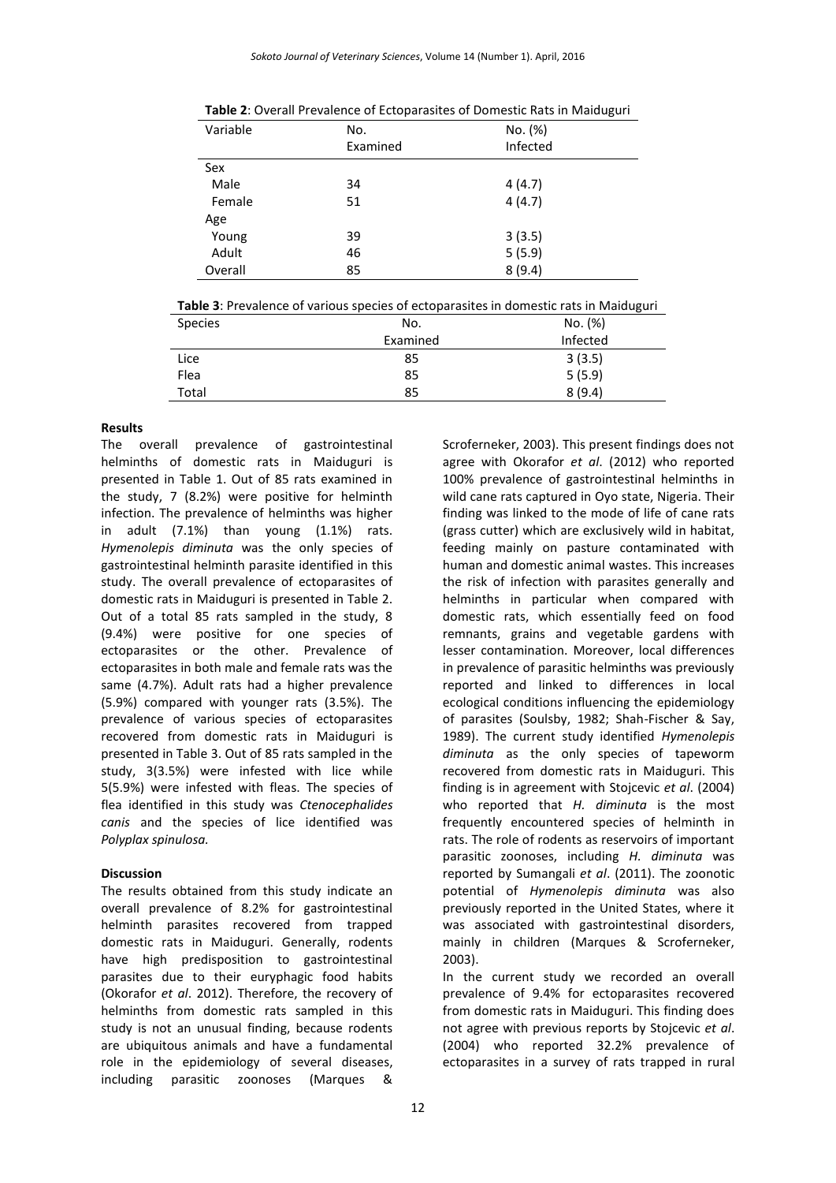**Table 2**: Overall Prevalence of Ectoparasites of Domestic Rats in Maiduguri

| Variable | No. Examined | No. (%) Infected |
|---|---|---|
| Sex | | |
| Male | 34 | 4 (4.7) |
| Female | 51 | 4 (4.7) |
| Age | | |
| Young | 39 | 3 (3.5) |
| Adult | 46 | 5 (5.9) |
| Overall | 85 | 8 (9.4) |

**Table 3**: Prevalence of various species of ectoparasites in domestic rats in Maiduguri

| Species | No. Examined | No. (%) Infected |
|---|---|---|
| Lice | 85 | 3 (3.5) |
| Flea | 85 | 5 (5.9) |
| Total | 85 | 8 (9.4) |

**Results**

The overall prevalence of gastrointestinal helminths of domestic rats in Maiduguri is presented in Table 1. Out of 85 rats examined in the study, 7 (8.2%) were positive for helminth infection. The prevalence of helminths was higher in adult (7.1%) than young (1.1%) rats. *Hymenolepis diminuta* was the only species of gastrointestinal helminth parasite identified in this study. The overall prevalence of ectoparasites of domestic rats in Maiduguri is presented in Table 2. Out of a total 85 rats sampled in the study, 8 (9.4%) were positive for one species of ectoparasites or the other. Prevalence of ectoparasites in both male and female rats was the same (4.7%). Adult rats had a higher prevalence (5.9%) compared with younger rats (3.5%). The prevalence of various species of ectoparasites recovered from domestic rats in Maiduguri is presented in Table 3. Out of 85 rats sampled in the study, 3(3.5%) were infested with lice while 5(5.9%) were infested with fleas. The species of flea identified in this study was *Ctenocephalides canis* and the species of lice identified was *Polyplax spinulosa.*

**Discussion**

The results obtained from this study indicate an overall prevalence of 8.2% for gastrointestinal helminth parasites recovered from trapped domestic rats in Maiduguri. Generally, rodents have high predisposition to gastrointestinal parasites due to their euryphagic food habits (Okorafor *et al*. 2012). Therefore, the recovery of helminths from domestic rats sampled in this study is not an unusual finding, because rodents are ubiquitous animals and have a fundamental role in the epidemiology of several diseases, including parasitic zoonoses (Marques & Scroferneker, 2003). This present findings does not agree with Okorafor *et al*. (2012) who reported 100% prevalence of gastrointestinal helminths in wild cane rats captured in Oyo state, Nigeria. Their finding was linked to the mode of life of cane rats (grass cutter) which are exclusively wild in habitat, feeding mainly on pasture contaminated with human and domestic animal wastes. This increases the risk of infection with parasites generally and helminths in particular when compared with domestic rats, which essentially feed on food remnants, grains and vegetable gardens with lesser contamination. Moreover, local differences in prevalence of parasitic helminths was previously reported and linked to differences in local ecological conditions influencing the epidemiology of parasites (Soulsby, 1982; Shah-Fischer & Say, 1989). The current study identified *Hymenolepis diminuta* as the only species of tapeworm recovered from domestic rats in Maiduguri. This finding is in agreement with Stojcevic *et al*. (2004) who reported that *H. diminuta* is the most frequently encountered species of helminth in rats. The role of rodents as reservoirs of important parasitic zoonoses, including *H. diminuta* was reported by Sumangali *et al*. (2011). The zoonotic potential of *Hymenolepis diminuta* was also previously reported in the United States, where it was associated with gastrointestinal disorders, mainly in children (Marques & Scroferneker, 2003).

In the current study we recorded an overall prevalence of 9.4% for ectoparasites recovered from domestic rats in Maiduguri. This finding does not agree with previous reports by Stojcevic *et al*. (2004) who reported 32.2% prevalence of ectoparasites in a survey of rats trapped in rural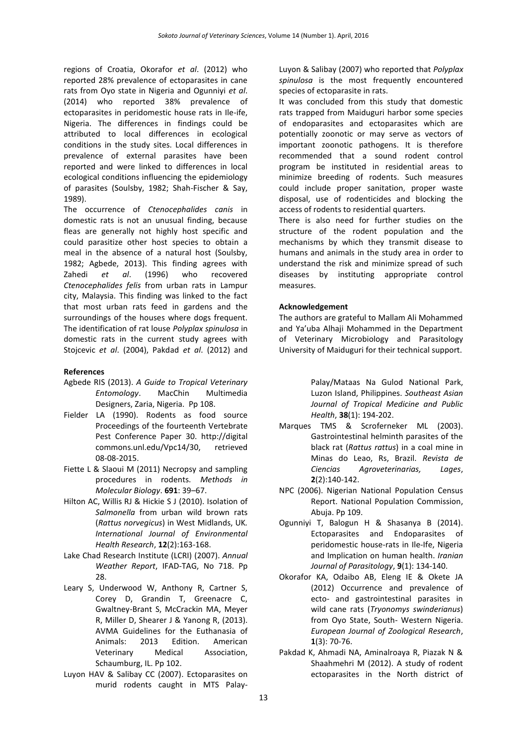regions of Croatia, Okorafor *et al*. (2012) who reported 28% prevalence of ectoparasites in cane rats from Oyo state in Nigeria and Ogunniyi *et al.* (2014) who reported 38% prevalence of ectoparasites in peridomestic house rats in Ile-ife, Nigeria. The differences in findings could be attributed to local differences in ecological conditions in the study sites. Local differences in prevalence of external parasites have been reported and were linked to differences in local ecological conditions influencing the epidemiology of parasites (Soulsby, 1982; Shah-Fischer & Say, 1989).

The occurrence of *Ctenocephalides canis* in domestic rats is not an unusual finding, because fleas are generally not highly host specific and could parasitize other host species to obtain a meal in the absence of a natural host (Soulsby, 1982; Agbede, 2013). This finding agrees with Zahedi *et al*. (1996) who recovered *Ctenocephalides felis* from urban rats in Lampur city, Malaysia. This finding was linked to the fact that most urban rats feed in gardens and the surroundings of the houses where dogs frequent. The identification of rat louse *Polyplax spinulosa* in domestic rats in the current study agrees with Stojcevic *et al*. (2004), Pakdad *et al*. (2012) and Luyon & Salibay (2007) who reported that *Polyplax spinulosa* is the most frequently encountered species of ectoparasite in rats.

It was concluded from this study that domestic rats trapped from Maiduguri harbor some species of endoparasites and ectoparasites which are potentially zoonotic or may serve as vectors of important zoonotic pathogens. It is therefore recommended that a sound rodent control program be instituted in residential areas to minimize breeding of rodents. Such measures could include proper sanitation, proper waste disposal, use of rodenticides and blocking the access of rodents to residential quarters.

There is also need for further studies on the structure of the rodent population and the mechanisms by which they transmit disease to humans and animals in the study area in order to understand the risk and minimize spread of such diseases by instituting appropriate control measures.

**Acknowledgement**

The authors are grateful to Mallam Ali Mohammed and Ya'uba Alhaji Mohammed in the Department of Veterinary Microbiology and Parasitology University of Maiduguri for their technical support.

**References**

Agbede RIS (2013). *A Guide to Tropical Veterinary Entomology*. MacChin Multimedia Designers, Zaria, Nigeria. Pp 108.

Fielder LA (1990). Rodents as food source Proceedings of the fourteenth Vertebrate Pest Conference Paper 30. http://digital commons.unl.edu/Vpc14/30, retrieved 08-08-2015.

Fiette L & Slaoui M (2011) Necropsy and sampling procedures in rodents. *Methods in Molecular Biology*. **691**: 39–67.

Hilton AC, Willis RJ & Hickie S J (2010). Isolation of *Salmonella* from urban wild brown rats (*Rattus norvegicus*) in West Midlands, UK. *International Journal of Environmental Health Research*, **12**(2):163-168.

Lake Chad Research Institute (LCRI) (2007). *Annual Weather Report*, IFAD-TAG, No 718. Pp 28.

Leary S, Underwood W, Anthony R, Cartner S, Corey D, Grandin T, Greenacre C, Gwaltney-Brant S, McCrackin MA, Meyer R, Miller D, Shearer J & Yanong R, (2013). AVMA Guidelines for the Euthanasia of Animals: 2013 Edition. American Veterinary Medical Association, Schaumburg, IL. Pp 102.

Luyon HAV & Salibay CC (2007). Ectoparasites on murid rodents caught in MTS Palay-Palay/Mataas Na Gulod National Park, Luzon Island, Philippines. *Southeast Asian Journal of Tropical Medicine and Public Health*, **38**(1): 194-202.

Marques TMS & Scroferneker ML (2003). Gastrointestinal helminth parasites of the black rat (*Rattus rattus*) in a coal mine in Minas do Leao, Rs, Brazil. *Revista de Ciencias Agroveterinarias, Lages*, **2**(2):140-142.

NPC (2006). Nigerian National Population Census Report. National Population Commission, Abuja. Pp 109.

Ogunniyi T, Balogun H & Shasanya B (2014). Ectoparasites and Endoparasites of peridomestic house-rats in Ile-Ife, Nigeria and Implication on human health. *Iranian Journal of Parasitology*, **9**(1): 134-140.

Okorafor KA, Odaibo AB, Eleng IE & Okete JA (2012) Occurrence and prevalence of ecto- and gastrointestinal parasites in wild cane rats (*Tryonomys swinderianus*) from Oyo State, South- Western Nigeria. *European Journal of Zoological Research*, **1**(3): 70-76.

Pakdad K, Ahmadi NA, Aminalroaya R, Piazak N & Shaahmehri M (2012). A study of rodent ectoparasites in the North district of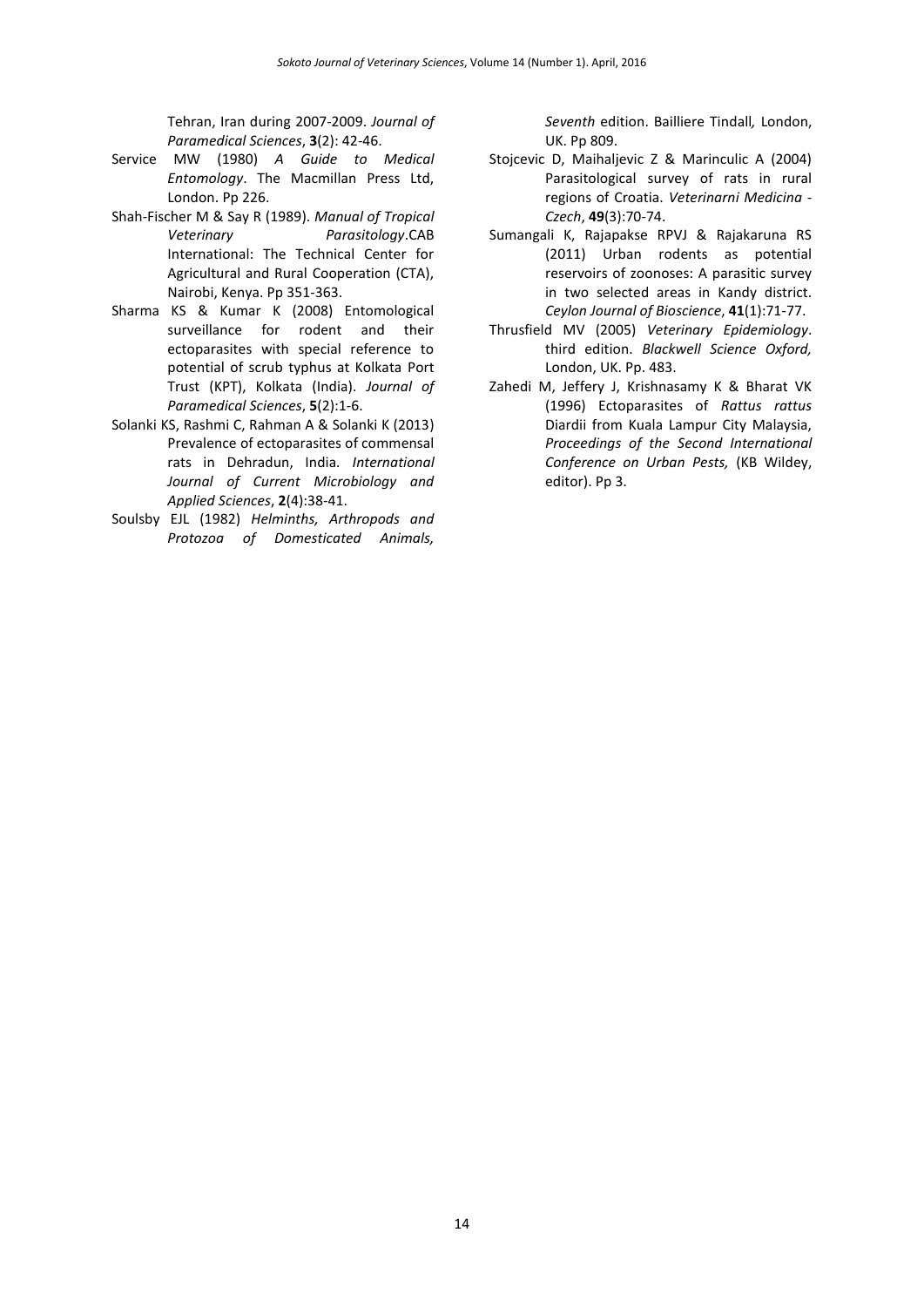Tehran, Iran during 2007-2009. *Journal of Paramedical Sciences*, **3**(2): 42-46.

Service MW (1980) *A Guide to Medical Entomology*. The Macmillan Press Ltd, London. Pp 226.

Shah-Fischer M & Say R (1989). *Manual of Tropical Veterinary Parasitology*.CAB International: The Technical Center for Agricultural and Rural Cooperation (CTA), Nairobi, Kenya. Pp 351-363.

Sharma KS & Kumar K (2008) Entomological surveillance for rodent and their ectoparasites with special reference to potential of scrub typhus at Kolkata Port Trust (KPT), Kolkata (India). *Journal of Paramedical Sciences*, **5**(2):1-6.

Solanki KS, Rashmi C, Rahman A & Solanki K (2013) Prevalence of ectoparasites of commensal rats in Dehradun, India. *International Journal of Current Microbiology and Applied Sciences*, **2**(4):38-41.

Soulsby EJL (1982) *Helminths, Arthropods and Protozoa of Domesticated Animals, Seventh* edition. Bailliere Tindall*,* London, UK. Pp 809.

Stojcevic D, Maihaljevic Z & Marinculic A (2004) Parasitological survey of rats in rural regions of Croatia. *Veterinarni Medicina - Czech*, **49**(3):70-74.

Sumangali K, Rajapakse RPVJ & Rajakaruna RS (2011) Urban rodents as potential reservoirs of zoonoses: A parasitic survey in two selected areas in Kandy district. *Ceylon Journal of Bioscience*, **41**(1):71-77.

Thrusfield MV (2005) *Veterinary Epidemiology*. third edition. *Blackwell Science Oxford,* London, UK. Pp. 483.

Zahedi M, Jeffery J, Krishnasamy K & Bharat VK (1996) Ectoparasites of *Rattus rattus* Diardii from Kuala Lampur City Malaysia, *Proceedings of the Second International Conference on Urban Pests,* (KB Wildey, editor). Pp 3.